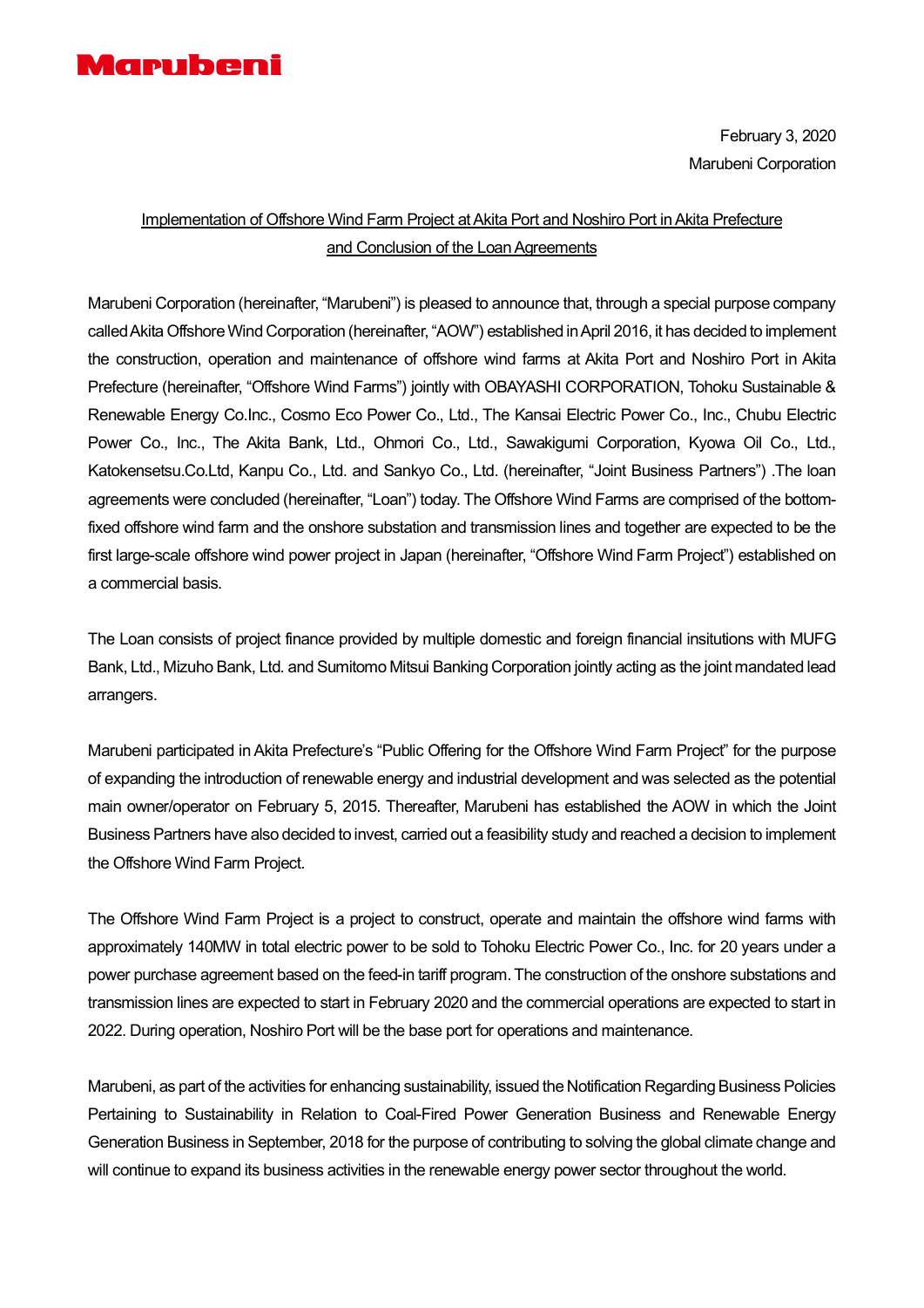**Marubeni**

February 3, 2020

Marubeni Corporation

Implementation of Offshore Wind Farm Project at Akita Port and Noshiro Port in Akita Prefecture and Conclusion of the Loan Agreements

Marubeni Corporation (hereinafter, "Marubeni") is pleased to announce that, through a special purpose company called Akita Offshore Wind Corporation (hereinafter, "AOW") established in April 2016, it has decided to implement the construction, operation and maintenance of offshore wind farms at Akita Port and Noshiro Port in Akita Prefecture (hereinafter, "Offshore Wind Farms") jointly with OBAYASHI CORPORATION, Tohoku Sustainable & Renewable Energy Co.Inc., Cosmo Eco Power Co., Ltd., The Kansai Electric Power Co., Inc., Chubu Electric Power Co., Inc., The Akita Bank, Ltd., Ohmori Co., Ltd., Sawakigumi Corporation, Kyowa Oil Co., Ltd., Katokensetsu.Co.Ltd, Kanpu Co., Ltd. and Sankyo Co., Ltd. (hereinafter, "Joint Business Partners") .The loan agreements were concluded (hereinafter, "Loan") today. The Offshore Wind Farms are comprised of the bottom-fixed offshore wind farm and the onshore substation and transmission lines and together are expected to be the first large-scale offshore wind power project in Japan (hereinafter, "Offshore Wind Farm Project") established on a commercial basis.

The Loan consists of project finance provided by multiple domestic and foreign financial insitutions with MUFG Bank, Ltd., Mizuho Bank, Ltd. and Sumitomo Mitsui Banking Corporation jointly acting as the joint mandated lead arrangers.

Marubeni participated in Akita Prefecture's "Public Offering for the Offshore Wind Farm Project" for the purpose of expanding the introduction of renewable energy and industrial development and was selected as the potential main owner/operator on February 5, 2015. Thereafter, Marubeni has established the AOW in which the Joint Business Partners have also decided to invest, carried out a feasibility study and reached a decision to implement the Offshore Wind Farm Project.

The Offshore Wind Farm Project is a project to construct, operate and maintain the offshore wind farms with approximately 140MW in total electric power to be sold to Tohoku Electric Power Co., Inc. for 20 years under a power purchase agreement based on the feed-in tariff program. The construction of the onshore substations and transmission lines are expected to start in February 2020 and the commercial operations are expected to start in 2022. During operation, Noshiro Port will be the base port for operations and maintenance.

Marubeni, as part of the activities for enhancing sustainability, issued the Notification Regarding Business Policies Pertaining to Sustainability in Relation to Coal-Fired Power Generation Business and Renewable Energy Generation Business in September, 2018 for the purpose of contributing to solving the global climate change and will continue to expand its business activities in the renewable energy power sector throughout the world.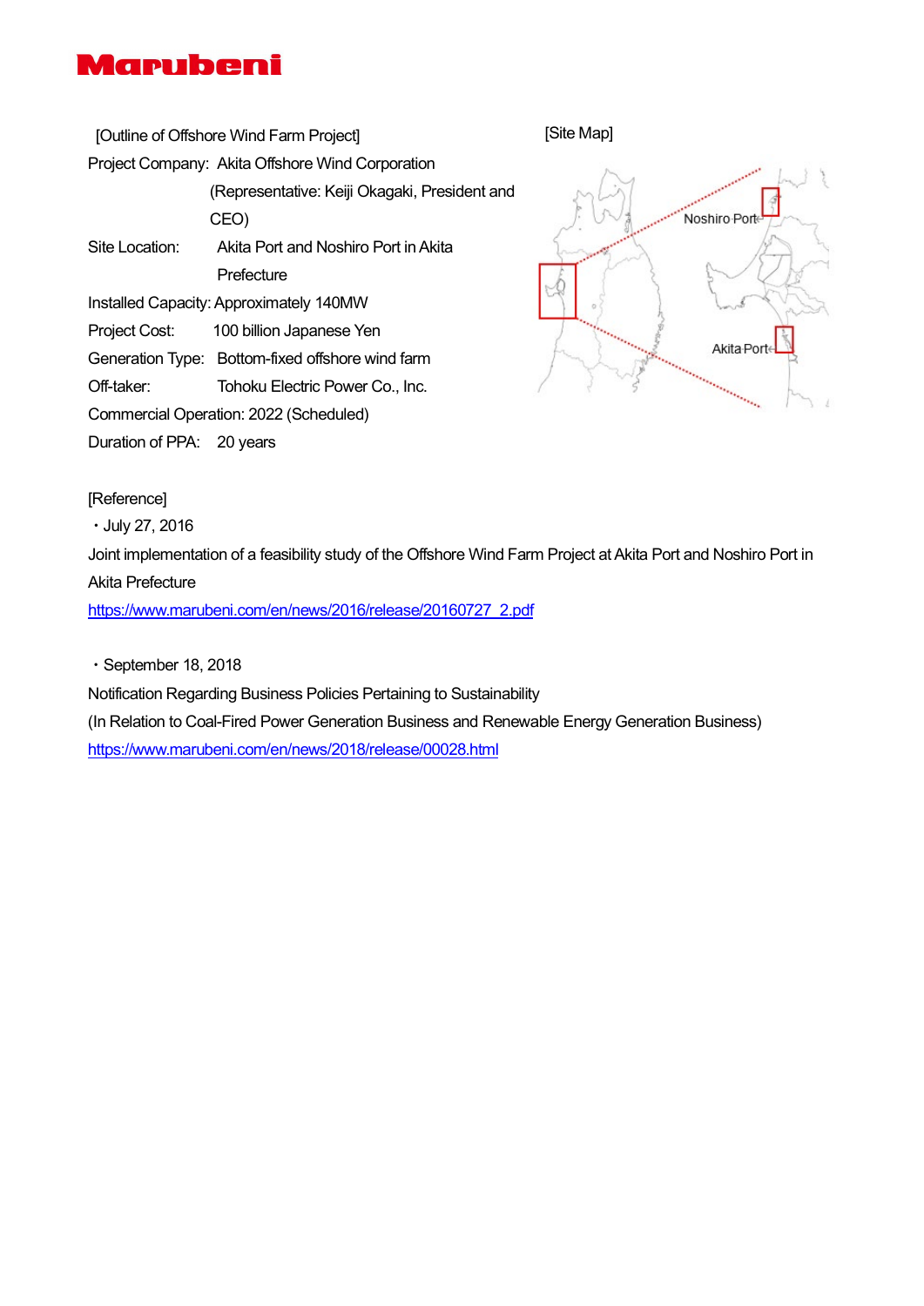Marubeni

[Outline of Offshore Wind Farm Project]

Project Company: Akita Offshore Wind Corporation
(Representative: Keiji Okagaki, President and CEO)

Site Location: Akita Port and Noshiro Port in Akita Prefecture

Installed Capacity: Approximately 140MW

Project Cost: 100 billion Japanese Yen

Generation Type: Bottom-fixed offshore wind farm

Off-taker: Tohoku Electric Power Co., Inc.

Commercial Operation: 2022 (Scheduled)

Duration of PPA: 20 years

[Site Map]

Noshiro Port

Akita Port

[Reference]

・July 27, 2016

Joint implementation of a feasibility study of the Offshore Wind Farm Project at Akita Port and Noshiro Port in Akita Prefecture

https://www.marubeni.com/en/news/2016/release/20160727_2.pdf

・September 18, 2018

Notification Regarding Business Policies Pertaining to Sustainability

(In Relation to Coal-Fired Power Generation Business and Renewable Energy Generation Business)

https://www.marubeni.com/en/news/2018/release/00028.html